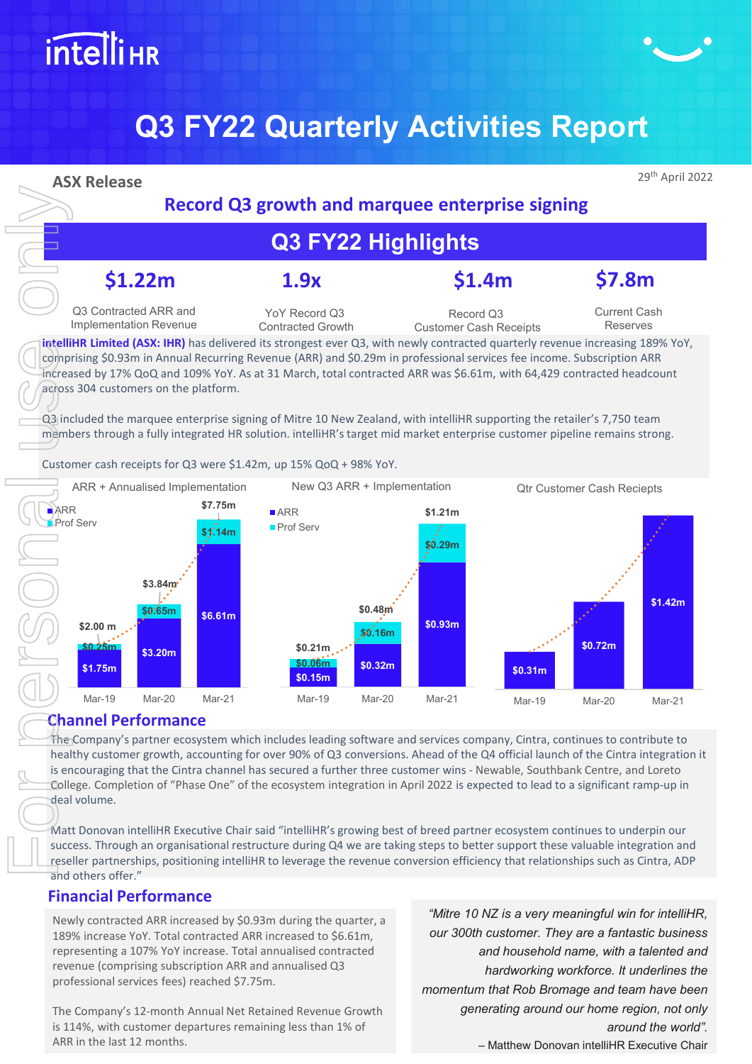# Q3 FY22 Quarterly Activities Report

**ASX Release**

29th April 2022

## Record Q3 growth and marquee enterprise signing

## Q3 FY22 Highlights

| $1.22m | 1.9x | $1.4m | $7.8m |
|---|---|---|---|
| Q3 Contracted ARR and Implementation Revenue | YoY Record Q3 Contracted Growth | Record Q3 Customer Cash Receipts | Current Cash Reserves |

**intelliHR Limited (ASX: IHR)** has delivered its strongest ever Q3, with newly contracted quarterly revenue increasing 189% YoY, comprising $0.93m in Annual Recurring Revenue (ARR) and $0.29m in professional services fee income. Subscription ARR increased by 17% QoQ and 109% YoY. As at 31 March, total contracted ARR was $6.61m, with 64,429 contracted headcount across 304 customers on the platform.

Q3 included the marquee enterprise signing of Mitre 10 New Zealand, with intelliHR supporting the retailer's 7,750 team members through a fully integrated HR solution. intelliHR's target mid market enterprise customer pipeline remains strong.

Customer cash receipts for Q3 were $1.42m, up 15% QoQ + 98% YoY.

**ARR + Annualised Implementation**

| | Mar-19 | Mar-20 | Mar-21 |
|---|---|---|---|
| ARR | $1.75m | $3.20m | $6.61m |
| Prof Serv | $0.25m | $0.65m | $1.14m |
| Total | $2.00 m | $3.84m | $7.75m |

**New Q3 ARR + Implementation**

| | Mar-19 | Mar-20 | Mar-21 |
|---|---|---|---|
| ARR | $0.15m | $0.32m | $0.93m |
| Prof Serv | $0.06m | $0.16m | $0.29m |
| Total | $0.21m | $0.48m | $1.21m |

**Qtr Customer Cash Reciepts**

| Mar-19 | Mar-20 | Mar-21 |
|---|---|---|
| $0.31m | $0.72m | $1.42m |

## Channel Performance

The Company's partner ecosystem which includes leading software and services company, Cintra, continues to contribute to healthy customer growth, accounting for over 90% of Q3 conversions. Ahead of the Q4 official launch of the Cintra integration it is encouraging that the Cintra channel has secured a further three customer wins - Newable, Southbank Centre, and Loreto College. Completion of "Phase One" of the ecosystem integration in April 2022 is expected to lead to a significant ramp-up in deal volume.

Matt Donovan intelliHR Executive Chair said "intelliHR's growing best of breed partner ecosystem continues to underpin our success. Through an organisational restructure during Q4 we are taking steps to better support these valuable integration and reseller partnerships, positioning intelliHR to leverage the revenue conversion efficiency that relationships such as Cintra, ADP and others offer."

## Financial Performance

Newly contracted ARR increased by $0.93m during the quarter, a 189% increase YoY. Total contracted ARR increased to $6.61m, representing a 107% YoY increase. Total annualised contracted revenue (comprising subscription ARR and annualised Q3 professional services fees) reached $7.75m.

The Company's 12-month Annual Net Retained Revenue Growth is 114%, with customer departures remaining less than 1% of ARR in the last 12 months.

*"Mitre 10 NZ is a very meaningful win for intelliHR, our 300th customer. They are a fantastic business and household name, with a talented and hardworking workforce. It underlines the momentum that Rob Bromage and team have been generating around our home region, not only around the world".*

– Matthew Donovan intelliHR Executive Chair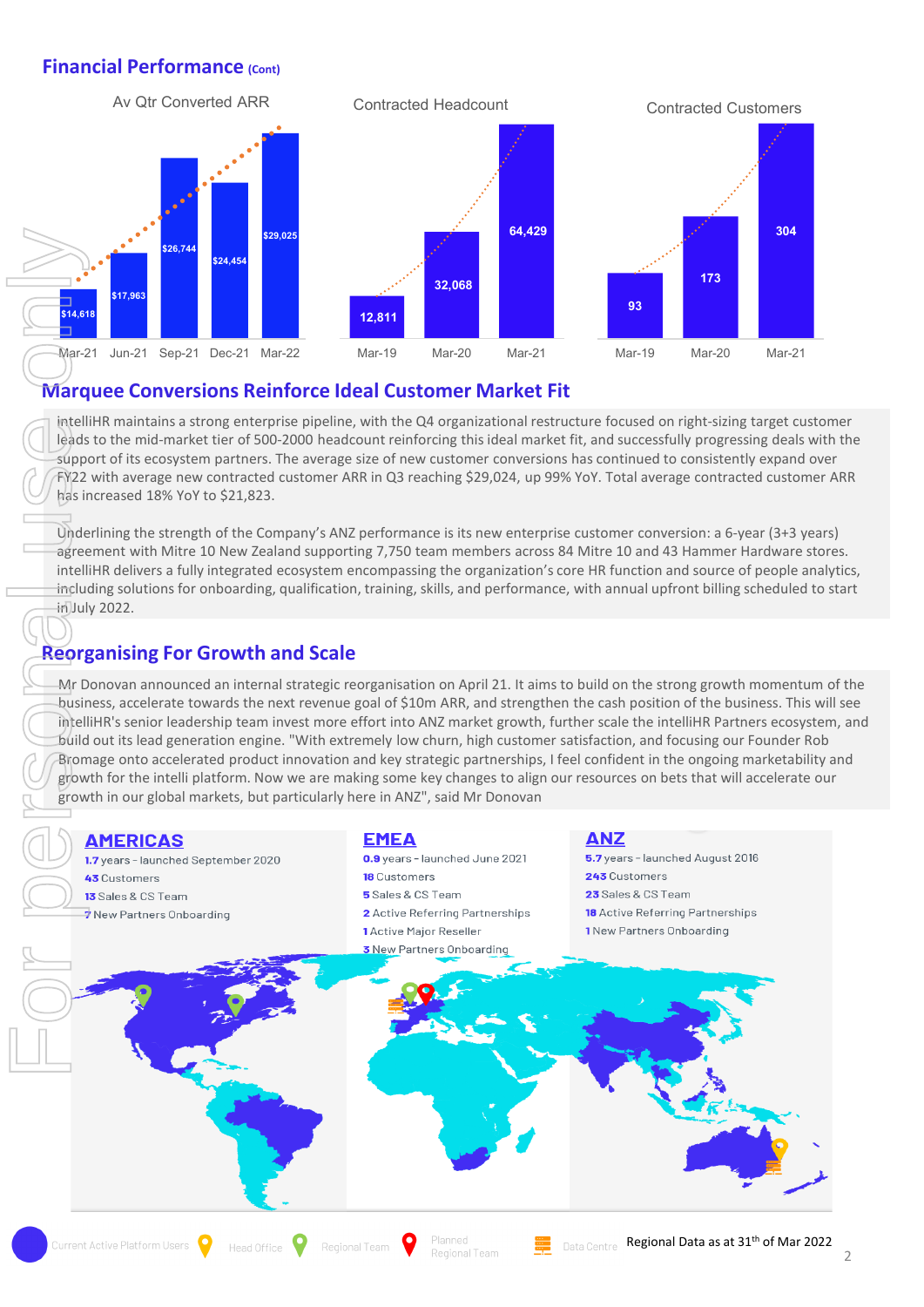## Financial Performance (Cont)

**Av Qtr Converted ARR**

| Mar-21 | Jun-21 | Sep-21 | Dec-21 | Mar-22 |
|---|---|---|---|---|
| $14,618 | $17,963 | $26,744 | $24,454 | $29,025 |

**Contracted Headcount**

| Mar-19 | Mar-20 | Mar-21 |
|---|---|---|
| 12,811 | 32,068 | 64,429 |

**Contracted Customers**

| Mar-19 | Mar-20 | Mar-21 |
|---|---|---|
| 93 | 173 | 304 |

## Marquee Conversions Reinforce Ideal Customer Market Fit

intelliHR maintains a strong enterprise pipeline, with the Q4 organizational restructure focused on right-sizing target customer leads to the mid-market tier of 500-2000 headcount reinforcing this ideal market fit, and successfully progressing deals with the support of its ecosystem partners. The average size of new customer conversions has continued to consistently expand over FY22 with average new contracted customer ARR in Q3 reaching $29,024, up 99% YoY. Total average contracted customer ARR has increased 18% YoY to $21,823.

Underlining the strength of the Company's ANZ performance is its new enterprise customer conversion: a 6-year (3+3 years) agreement with Mitre 10 New Zealand supporting 7,750 team members across 84 Mitre 10 and 43 Hammer Hardware stores. intelliHR delivers a fully integrated ecosystem encompassing the organization's core HR function and source of people analytics, including solutions for onboarding, qualification, training, skills, and performance, with annual upfront billing scheduled to start in July 2022.

## Reorganising For Growth and Scale

Mr Donovan announced an internal strategic reorganisation on April 21. It aims to build on the strong growth momentum of the business, accelerate towards the next revenue goal of $10m ARR, and strengthen the cash position of the business. This will see intelliHR's senior leadership team invest more effort into ANZ market growth, further scale the intelliHR Partners ecosystem, and build out its lead generation engine. "With extremely low churn, high customer satisfaction, and focusing our Founder Rob Bromage onto accelerated product innovation and key strategic partnerships, I feel confident in the ongoing marketability and growth for the intelli platform. Now we are making some key changes to align our resources on bets that will accelerate our growth in our global markets, but particularly here in ANZ", said Mr Donovan

**AMERICAS**
- **1.7** years – launched September 2020
- **43** Customers
- **13** Sales & CS Team
- **7** New Partners Onboarding

**EMEA**
- **0.9** years – launched June 2021
- **18** Customers
- **5** Sales & CS Team
- **2** Active Referring Partnerships
- **1** Active Major Reseller
- **3** New Partners Onboarding

**ANZ**
- **5.7** years – launched August 2016
- **243** Customers
- **23** Sales & CS Team
- **18** Active Referring Partnerships
- **1** New Partners Onboarding

Current Active Platform Users | Head Office | Regional Team | Planned Regional Team | Data Centre

Regional Data as at 31th of Mar 2022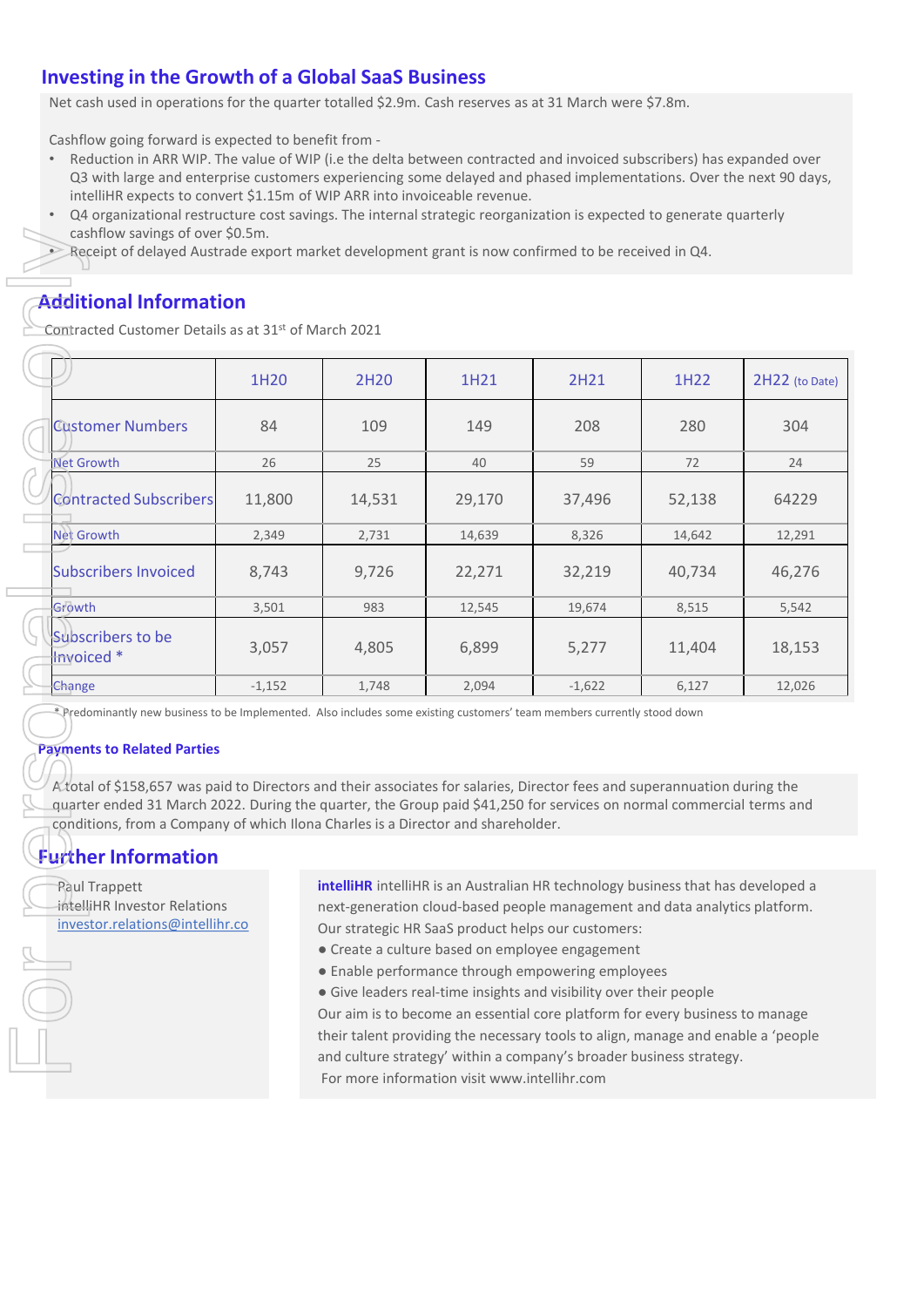## Investing in the Growth of a Global SaaS Business

Net cash used in operations for the quarter totalled $2.9m. Cash reserves as at 31 March were $7.8m.

Cashflow going forward is expected to benefit from -

- Reduction in ARR WIP. The value of WIP (i.e the delta between contracted and invoiced subscribers) has expanded over Q3 with large and enterprise customers experiencing some delayed and phased implementations. Over the next 90 days, intelliHR expects to convert $1.15m of WIP ARR into invoiceable revenue.
- Q4 organizational restructure cost savings. The internal strategic reorganization is expected to generate quarterly cashflow savings of over $0.5m.
- Receipt of delayed Austrade export market development grant is now confirmed to be received in Q4.

## Additional Information

Contracted Customer Details as at 31st of March 2021

| | 1H20 | 2H20 | 1H21 | 2H21 | 1H22 | 2H22 (to Date) |
|---|---|---|---|---|---|---|
| Customer Numbers | 84 | 109 | 149 | 208 | 280 | 304 |
| Net Growth | 26 | 25 | 40 | 59 | 72 | 24 |
| Contracted Subscribers | 11,800 | 14,531 | 29,170 | 37,496 | 52,138 | 64229 |
| Net Growth | 2,349 | 2,731 | 14,639 | 8,326 | 14,642 | 12,291 |
| Subscribers Invoiced | 8,743 | 9,726 | 22,271 | 32,219 | 40,734 | 46,276 |
| Growth | 3,501 | 983 | 12,545 | 19,674 | 8,515 | 5,542 |
| Subscribers to be Invoiced * | 3,057 | 4,805 | 6,899 | 5,277 | 11,404 | 18,153 |
| Change | -1,152 | 1,748 | 2,094 | -1,622 | 6,127 | 12,026 |

* Predominantly new business to be Implemented. Also includes some existing customers' team members currently stood down

### Payments to Related Parties

A total of $158,657 was paid to Directors and their associates for salaries, Director fees and superannuation during the quarter ended 31 March 2022. During the quarter, the Group paid $41,250 for services on normal commercial terms and conditions, from a Company of which Ilona Charles is a Director and shareholder.

## Further Information

Paul Trappett
intelliHR Investor Relations
investor.relations@intellihr.co

**intelliHR** intelliHR is an Australian HR technology business that has developed a next-generation cloud-based people management and data analytics platform.
Our strategic HR SaaS product helps our customers:

- Create a culture based on employee engagement
- Enable performance through empowering employees
- Give leaders real-time insights and visibility over their people

Our aim is to become an essential core platform for every business to manage their talent providing the necessary tools to align, manage and enable a 'people and culture strategy' within a company's broader business strategy.
For more information visit www.intellihr.com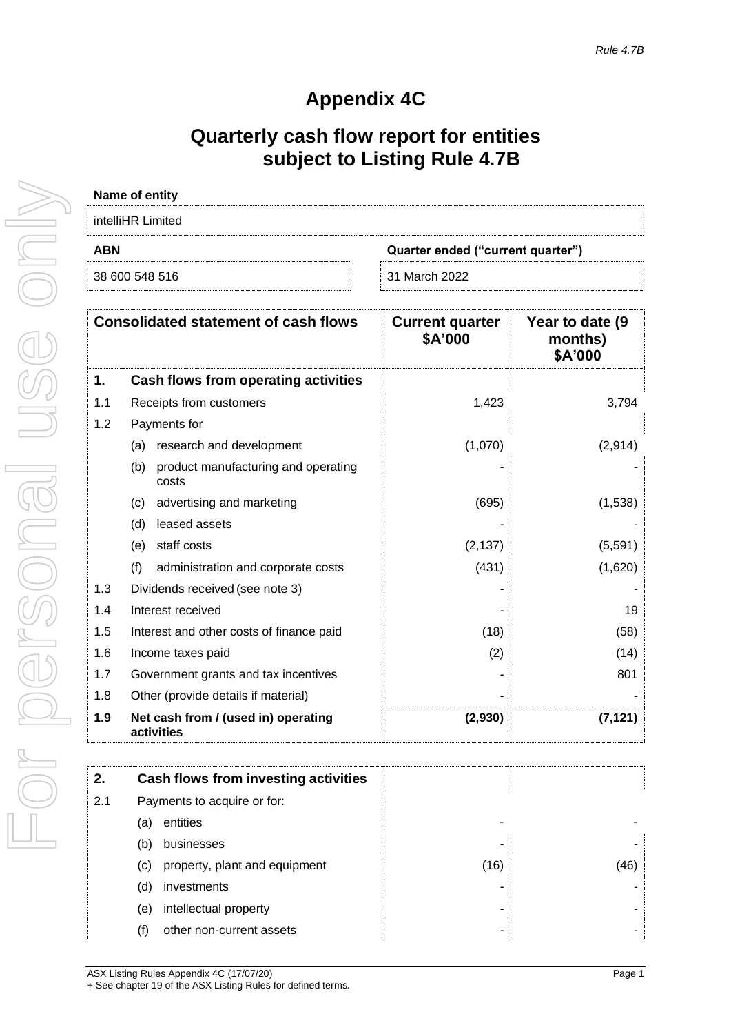*Rule 4.7B*

# Appendix 4C

## Quarterly cash flow report for entities subject to Listing Rule 4.7B

| Name of entity | |
|---|---|
| intelliHR Limited | |
| **ABN** | **Quarter ended ("current quarter")** |
| 38 600 548 516 | 31 March 2022 |

| | Consolidated statement of cash flows | Current quarter $A'000 | Year to date (9 months) $A'000 |
|---|---|---|---|
| **1.** | **Cash flows from operating activities** | | |
| 1.1 | Receipts from customers | 1,423 | 3,794 |
| 1.2 | Payments for | | |
| | (a) research and development | (1,070) | (2,914) |
| | (b) product manufacturing and operating costs | - | - |
| | (c) advertising and marketing | (695) | (1,538) |
| | (d) leased assets | - | - |
| | (e) staff costs | (2,137) | (5,591) |
| | (f) administration and corporate costs | (431) | (1,620) |
| 1.3 | Dividends received (see note 3) | - | - |
| 1.4 | Interest received | - | 19 |
| 1.5 | Interest and other costs of finance paid | (18) | (58) |
| 1.6 | Income taxes paid | (2) | (14) |
| 1.7 | Government grants and tax incentives | - | 801 |
| 1.8 | Other (provide details if material) | - | - |
| **1.9** | **Net cash from / (used in) operating activities** | **(2,930)** | **(7,121)** |
| **2.** | **Cash flows from investing activities** | | |
| 2.1 | Payments to acquire or for: | | |
| | (a) entities | - | - |
| | (b) businesses | - | - |
| | (c) property, plant and equipment | (16) | (46) |
| | (d) investments | - | - |
| | (e) intellectual property | - | - |
| | (f) other non-current assets | - | - |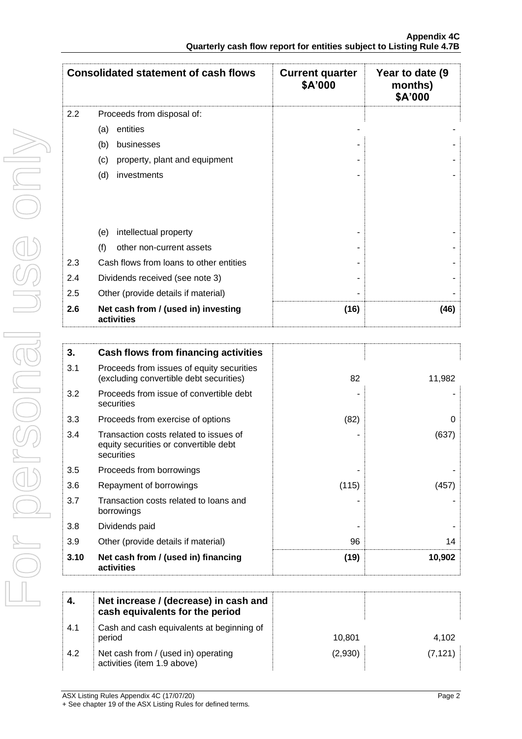| Consolidated statement of cash flows | | Current quarter $A'000 | Year to date (9 months) $A'000 |
|---|---|---|---|
| 2.2 | Proceeds from disposal of: | | |
| | (a) entities | - | - |
| | (b) businesses | - | - |
| | (c) property, plant and equipment | - | - |
| | (d) investments | - | - |
| | (e) intellectual property | - | - |
| | (f) other non-current assets | - | - |
| 2.3 | Cash flows from loans to other entities | - | - |
| 2.4 | Dividends received (see note 3) | - | - |
| 2.5 | Other (provide details if material) | - | - |
| **2.6** | **Net cash from / (used in) investing activities** | **(16)** | **(46)** |

| **3.** | **Cash flows from financing activities** | | |
|---|---|---|---|
| 3.1 | Proceeds from issues of equity securities (excluding convertible debt securities) | 82 | 11,982 |
| 3.2 | Proceeds from issue of convertible debt securities | - | - |
| 3.3 | Proceeds from exercise of options | (82) | 0 |
| 3.4 | Transaction costs related to issues of equity securities or convertible debt securities | - | (637) |
| 3.5 | Proceeds from borrowings | - | - |
| 3.6 | Repayment of borrowings | (115) | (457) |
| 3.7 | Transaction costs related to loans and borrowings | - | - |
| 3.8 | Dividends paid | - | - |
| 3.9 | Other (provide details if material) | 96 | 14 |
| **3.10** | **Net cash from / (used in) financing activities** | **(19)** | **10,902** |

| **4.** | **Net increase / (decrease) in cash and cash equivalents for the period** | | |
|---|---|---|---|
| 4.1 | Cash and cash equivalents at beginning of period | 10,801 | 4,102 |
| 4.2 | Net cash from / (used in) operating activities (item 1.9 above) | (2,930) | (7,121) |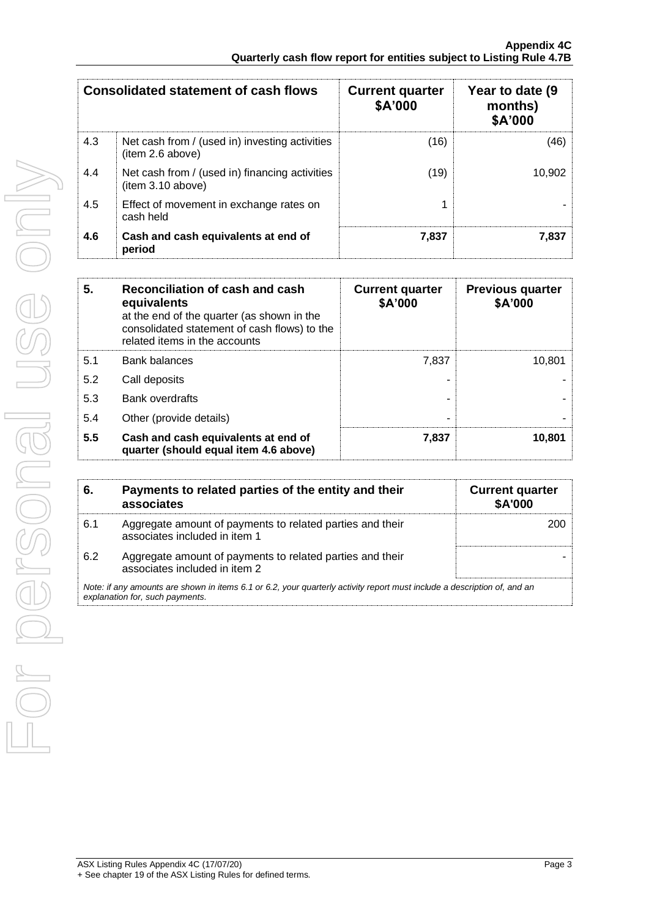| Consolidated statement of cash flows | | Current quarter $A'000 | Year to date (9 months) $A'000 |
|---|---|---|---|
| 4.3 | Net cash from / (used in) investing activities (item 2.6 above) | (16) | (46) |
| 4.4 | Net cash from / (used in) financing activities (item 3.10 above) | (19) | 10,902 |
| 4.5 | Effect of movement in exchange rates on cash held | 1 | - |
| **4.6** | **Cash and cash equivalents at end of period** | **7,837** | **7,837** |

| 5. | Reconciliation of cash and cash equivalents at the end of the quarter (as shown in the consolidated statement of cash flows) to the related items in the accounts | Current quarter $A'000 | Previous quarter $A'000 |
|---|---|---|---|
| 5.1 | Bank balances | 7,837 | 10,801 |
| 5.2 | Call deposits | - | - |
| 5.3 | Bank overdrafts | - | - |
| 5.4 | Other (provide details) | - | - |
| **5.5** | **Cash and cash equivalents at end of quarter (should equal item 4.6 above)** | **7,837** | **10,801** |

| 6. | Payments to related parties of the entity and their associates | Current quarter $A'000 |
|---|---|---|
| 6.1 | Aggregate amount of payments to related parties and their associates included in item 1 | 200 |
| 6.2 | Aggregate amount of payments to related parties and their associates included in item 2 | - |

*Note: if any amounts are shown in items 6.1 or 6.2, your quarterly activity report must include a description of, and an explanation for, such payments.*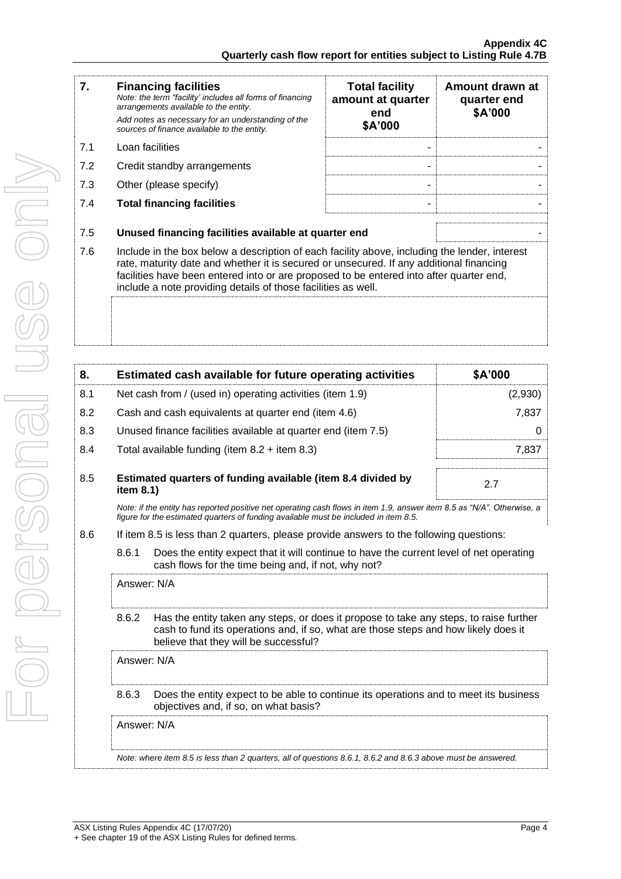| 7. | **Financing facilities** *Note: the term "facility' includes all forms of financing arrangements available to the entity.* *Add notes as necessary for an understanding of the sources of finance available to the entity.* | **Total facility amount at quarter end \$A'000** | **Amount drawn at quarter end \$A'000** |
|---|---|---|---|
| 7.1 | Loan facilities | - | - |
| 7.2 | Credit standby arrangements | - | - |
| 7.3 | Other (please specify) | - | - |
| 7.4 | **Total financing facilities** | - | - |

| | | |
|---|---|---|
| 7.5 | **Unused financing facilities available at quarter end** | - |

7.6 Include in the box below a description of each facility above, including the lender, interest rate, maturity date and whether it is secured or unsecured. If any additional financing facilities have been entered into or are proposed to be entered into after quarter end, include a note providing details of those facilities as well.

| 8. | **Estimated cash available for future operating activities** | **\$A'000** |
|---|---|---|
| 8.1 | Net cash from / (used in) operating activities (item 1.9) | (2,930) |
| 8.2 | Cash and cash equivalents at quarter end (item 4.6) | 7,837 |
| 8.3 | Unused finance facilities available at quarter end (item 7.5) | 0 |
| 8.4 | Total available funding (item 8.2 + item 8.3) | 7,837 |
| 8.5 | **Estimated quarters of funding available (item 8.4 divided by item 8.1)** | 2.7 |

*Note: if the entity has reported positive net operating cash flows in item 1.9, answer item 8.5 as "N/A". Otherwise, a figure for the estimated quarters of funding available must be included in item 8.5.*

8.6 If item 8.5 is less than 2 quarters, please provide answers to the following questions:

8.6.1 Does the entity expect that it will continue to have the current level of net operating cash flows for the time being and, if not, why not?

Answer: N/A

8.6.2 Has the entity taken any steps, or does it propose to take any steps, to raise further cash to fund its operations and, if so, what are those steps and how likely does it believe that they will be successful?

Answer: N/A

8.6.3 Does the entity expect to be able to continue its operations and to meet its business objectives and, if so, on what basis?

Answer: N/A

*Note: where item 8.5 is less than 2 quarters, all of questions 8.6.1, 8.6.2 and 8.6.3 above must be answered.*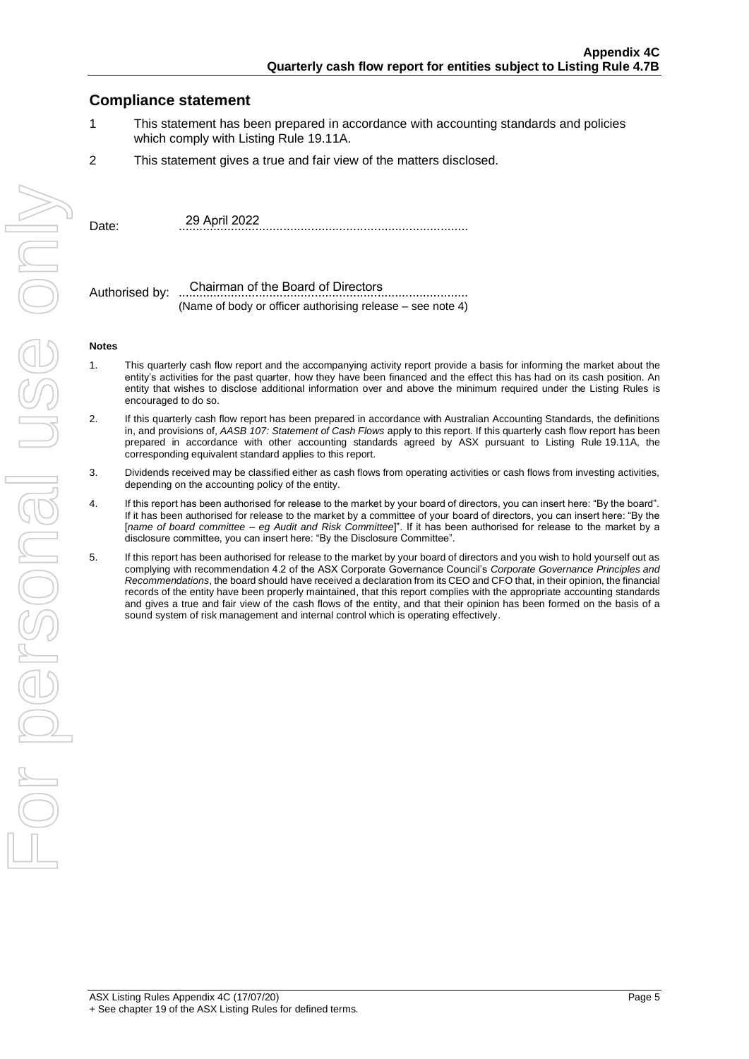## Compliance statement

1 This statement has been prepared in accordance with accounting standards and policies which comply with Listing Rule 19.11A.

2 This statement gives a true and fair view of the matters disclosed.

Date: 29 April 2022

Authorised by: Chairman of the Board of Directors
(Name of body or officer authorising release – see note 4)

**Notes**

1. This quarterly cash flow report and the accompanying activity report provide a basis for informing the market about the entity's activities for the past quarter, how they have been financed and the effect this has had on its cash position. An entity that wishes to disclose additional information over and above the minimum required under the Listing Rules is encouraged to do so.

2. If this quarterly cash flow report has been prepared in accordance with Australian Accounting Standards, the definitions in, and provisions of, *AASB 107: Statement of Cash Flows* apply to this report. If this quarterly cash flow report has been prepared in accordance with other accounting standards agreed by ASX pursuant to Listing Rule 19.11A, the corresponding equivalent standard applies to this report.

3. Dividends received may be classified either as cash flows from operating activities or cash flows from investing activities, depending on the accounting policy of the entity.

4. If this report has been authorised for release to the market by your board of directors, you can insert here: "By the board". If it has been authorised for release to the market by a committee of your board of directors, you can insert here: "By the [*name of board committee – eg Audit and Risk Committee*]". If it has been authorised for release to the market by a disclosure committee, you can insert here: "By the Disclosure Committee".

5. If this report has been authorised for release to the market by your board of directors and you wish to hold yourself out as complying with recommendation 4.2 of the ASX Corporate Governance Council's *Corporate Governance Principles and Recommendations*, the board should have received a declaration from its CEO and CFO that, in their opinion, the financial records of the entity have been properly maintained, that this report complies with the appropriate accounting standards and gives a true and fair view of the cash flows of the entity, and that their opinion has been formed on the basis of a sound system of risk management and internal control which is operating effectively.